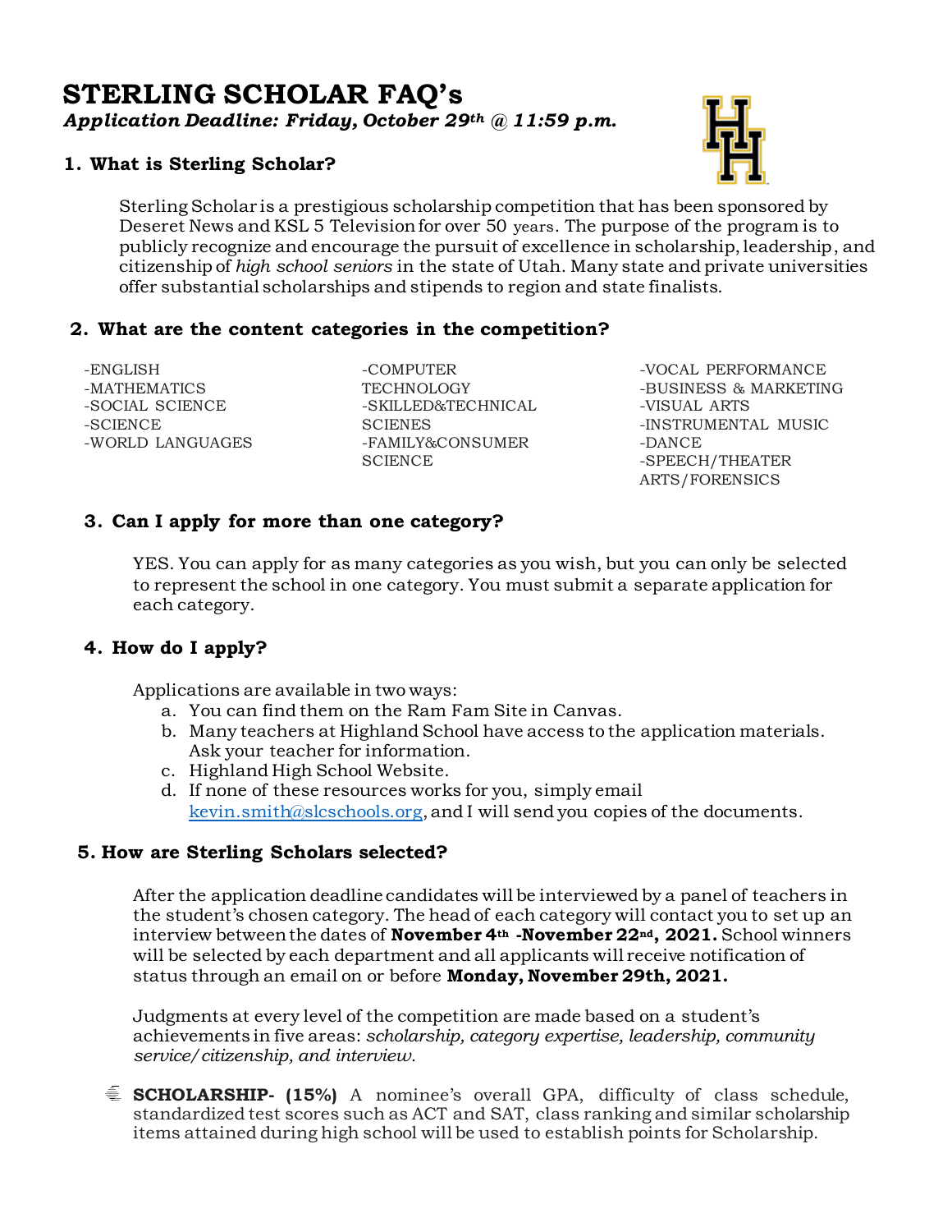# STERLING SCHOLAR FAQ's

***Application Deadline: Friday, October 29th @ 11:59 p.m.***

## 1. What is Sterling Scholar?

Sterling Scholar is a prestigious scholarship competition that has been sponsored by Deseret News and KSL 5 Television for over 50 years. The purpose of the program is to publicly recognize and encourage the pursuit of excellence in scholarship, leadership, and citizenship of *high school seniors* in the state of Utah. Many state and private universities offer substantial scholarships and stipends to region and state finalists.

## 2. What are the content categories in the competition?

- -ENGLISH
- -MATHEMATICS
- -SOCIAL SCIENCE
- -SCIENCE
- -WORLD LANGUAGES
- -COMPUTER TECHNOLOGY
- -SKILLED&TECHNICAL SCIENES
- -FAMILY&CONSUMER SCIENCE
- -VOCAL PERFORMANCE
- -BUSINESS & MARKETING
- -VISUAL ARTS
- -INSTRUMENTAL MUSIC
- -DANCE
- -SPEECH/THEATER ARTS/FORENSICS

## 3. Can I apply for more than one category?

YES. You can apply for as many categories as you wish, but you can only be selected to represent the school in one category. You must submit a separate application for each category.

## 4. How do I apply?

Applications are available in two ways:

a. You can find them on the Ram Fam Site in Canvas.
b. Many teachers at Highland School have access to the application materials. Ask your teacher for information.
c. Highland High School Website.
d. If none of these resources works for you, simply email kevin.smith@slcschools.org, and I will send you copies of the documents.

## 5. How are Sterling Scholars selected?

After the application deadline candidates will be interviewed by a panel of teachers in the student's chosen category. The head of each category will contact you to set up an interview between the dates of **November 4th -November 22nd, 2021.** School winners will be selected by each department and all applicants will receive notification of status through an email on or before **Monday, November 29th, 2021.**

Judgments at every level of the competition are made based on a student's achievements in five areas: *scholarship, category expertise, leadership, community service/citizenship, and interview.*

- **SCHOLARSHIP- (15%)** A nominee's overall GPA, difficulty of class schedule, standardized test scores such as ACT and SAT, class ranking and similar scholarship items attained during high school will be used to establish points for Scholarship.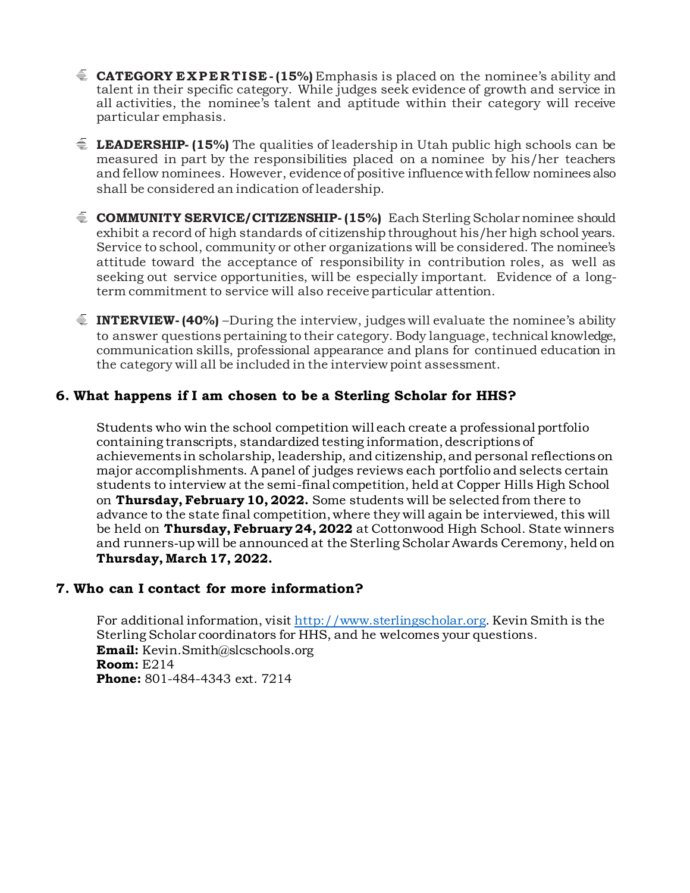- **CATEGORY EXPERTISE - (15%)** Emphasis is placed on the nominee's ability and talent in their specific category. While judges seek evidence of growth and service in all activities, the nominee's talent and aptitude within their category will receive particular emphasis.

- **LEADERSHIP- (15%)** The qualities of leadership in Utah public high schools can be measured in part by the responsibilities placed on a nominee by his/her teachers and fellow nominees. However, evidence of positive influence with fellow nominees also shall be considered an indication of leadership.

- **COMMUNITY SERVICE/CITIZENSHIP- (15%)** Each Sterling Scholar nominee should exhibit a record of high standards of citizenship throughout his/her high school years. Service to school, community or other organizations will be considered. The nominee's attitude toward the acceptance of responsibility in contribution roles, as well as seeking out service opportunities, will be especially important. Evidence of a long-term commitment to service will also receive particular attention.

- **INTERVIEW- (40%)** –During the interview, judges will evaluate the nominee's ability to answer questions pertaining to their category. Body language, technical knowledge, communication skills, professional appearance and plans for continued education in the category will all be included in the interview point assessment.

### 6. What happens if I am chosen to be a Sterling Scholar for HHS?

Students who win the school competition will each create a professional portfolio containing transcripts, standardized testing information, descriptions of achievements in scholarship, leadership, and citizenship, and personal reflections on major accomplishments. A panel of judges reviews each portfolio and selects certain students to interview at the semi-final competition, held at Copper Hills High School on **Thursday, February 10, 2022.** Some students will be selected from there to advance to the state final competition, where they will again be interviewed, this will be held on **Thursday, February 24, 2022** at Cottonwood High School. State winners and runners-up will be announced at the Sterling Scholar Awards Ceremony, held on **Thursday, March 17, 2022.**

### 7. Who can I contact for more information?

For additional information, visit [http://www.sterlingscholar.org](http://www.sterlingscholar.org). Kevin Smith is the Sterling Scholar coordinators for HHS, and he welcomes your questions.
**Email:** Kevin.Smith@slcschools.org
**Room:** E214
**Phone:** 801-484-4343 ext. 7214